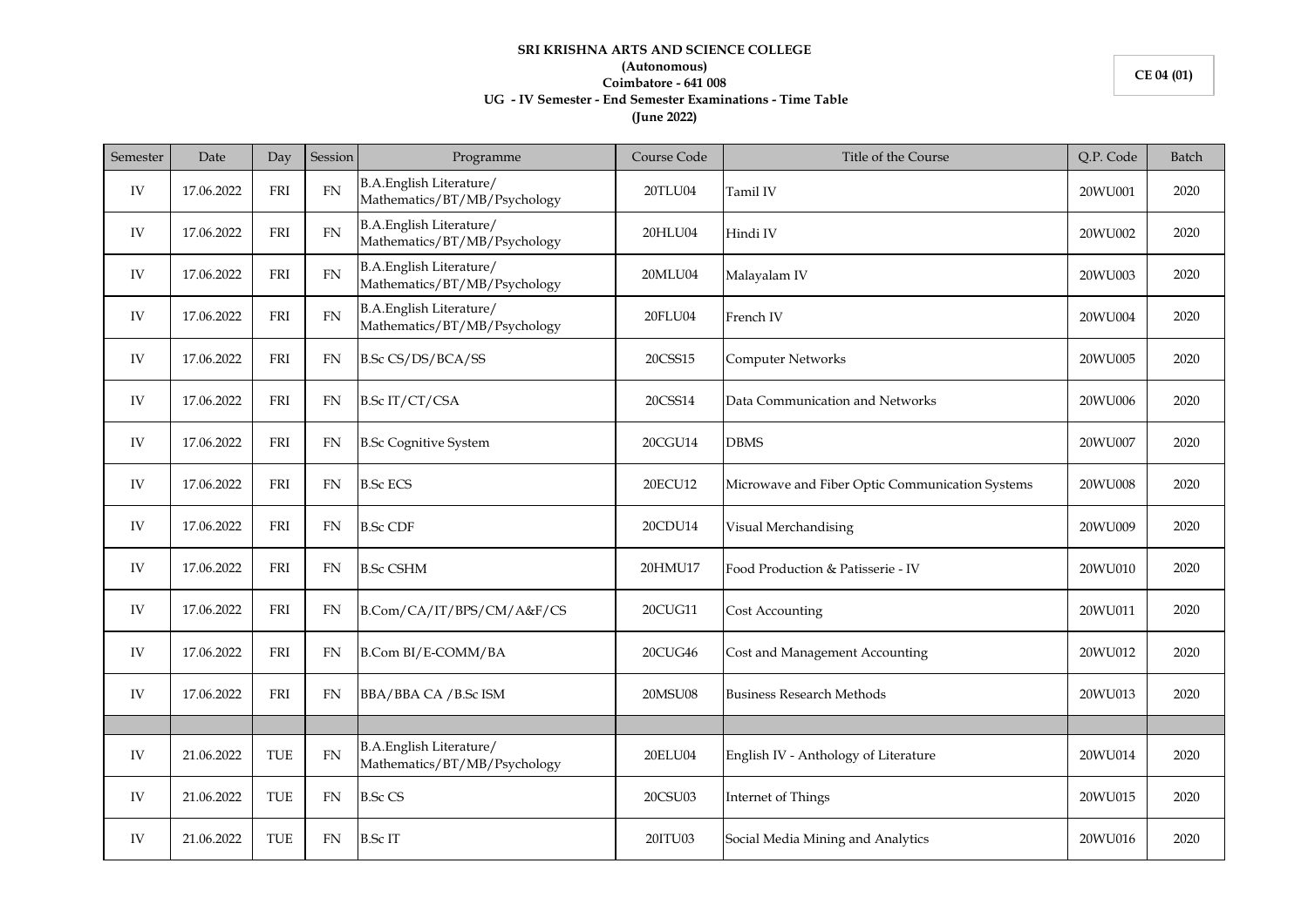**SRI KRISHNA ARTS AND SCIENCE COLLEGE**

**(Autonomous)**

**Coimbatore - 641 008**

**UG - IV Semester - End Semester Examinations - Time Table**

**(June 2022)**

**CE 04 (01)**

| Semester | Date | Day | Session | Programme | Course Code | Title of the Course | Q.P. Code | Batch |
|---|---|---|---|---|---|---|---|---|
| IV | 17.06.2022 | FRI | FN | B.A.English Literature/ Mathematics/BT/MB/Psychology | 20TLU04 | Tamil IV | 20WU001 | 2020 |
| IV | 17.06.2022 | FRI | FN | B.A.English Literature/ Mathematics/BT/MB/Psychology | 20HLU04 | Hindi IV | 20WU002 | 2020 |
| IV | 17.06.2022 | FRI | FN | B.A.English Literature/ Mathematics/BT/MB/Psychology | 20MLU04 | Malayalam IV | 20WU003 | 2020 |
| IV | 17.06.2022 | FRI | FN | B.A.English Literature/ Mathematics/BT/MB/Psychology | 20FLU04 | French IV | 20WU004 | 2020 |
| IV | 17.06.2022 | FRI | FN | B.Sc CS/DS/BCA/SS | 20CSS15 | Computer Networks | 20WU005 | 2020 |
| IV | 17.06.2022 | FRI | FN | B.Sc IT/CT/CSA | 20CSS14 | Data Communication and Networks | 20WU006 | 2020 |
| IV | 17.06.2022 | FRI | FN | B.Sc Cognitive System | 20CGU14 | DBMS | 20WU007 | 2020 |
| IV | 17.06.2022 | FRI | FN | B.Sc ECS | 20ECU12 | Microwave and Fiber Optic Communication Systems | 20WU008 | 2020 |
| IV | 17.06.2022 | FRI | FN | B.Sc CDF | 20CDU14 | Visual Merchandising | 20WU009 | 2020 |
| IV | 17.06.2022 | FRI | FN | B.Sc CSHM | 20HMU17 | Food Production & Patisserie - IV | 20WU010 | 2020 |
| IV | 17.06.2022 | FRI | FN | B.Com/CA/IT/BPS/CM/A&F/CS | 20CUG11 | Cost Accounting | 20WU011 | 2020 |
| IV | 17.06.2022 | FRI | FN | B.Com BI/E-COMM/BA | 20CUG46 | Cost and Management Accounting | 20WU012 | 2020 |
| IV | 17.06.2022 | FRI | FN | BBA/BBA CA /B.Sc ISM | 20MSU08 | Business Research Methods | 20WU013 | 2020 |
| | | | | | | | | |
| IV | 21.06.2022 | TUE | FN | B.A.English Literature/ Mathematics/BT/MB/Psychology | 20ELU04 | English IV - Anthology of Literature | 20WU014 | 2020 |
| IV | 21.06.2022 | TUE | FN | B.Sc CS | 20CSU03 | Internet of Things | 20WU015 | 2020 |
| IV | 21.06.2022 | TUE | FN | B.Sc IT | 20ITU03 | Social Media Mining and Analytics | 20WU016 | 2020 |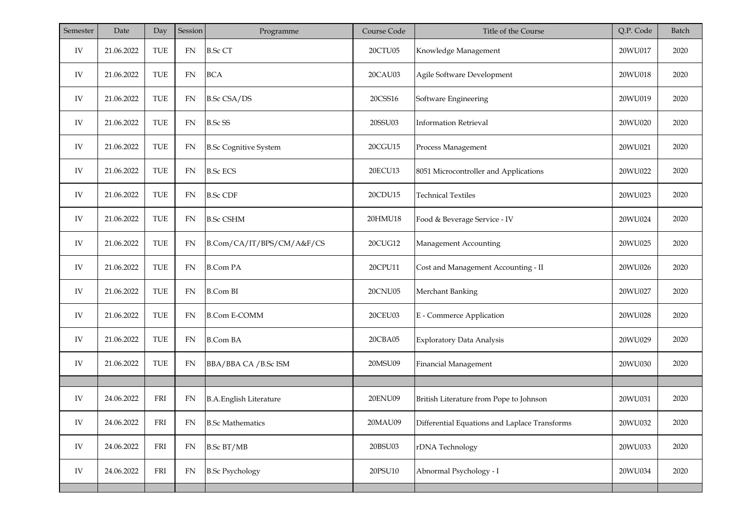| Semester | Date | Day | Session | Programme | Course Code | Title of the Course | Q.P. Code | Batch |
|---|---|---|---|---|---|---|---|---|
| IV | 21.06.2022 | TUE | FN | B.Sc CT | 20CTU05 | Knowledge Management | 20WU017 | 2020 |
| IV | 21.06.2022 | TUE | FN | BCA | 20CAU03 | Agile Software Development | 20WU018 | 2020 |
| IV | 21.06.2022 | TUE | FN | B.Sc CSA/DS | 20CSS16 | Software Engineering | 20WU019 | 2020 |
| IV | 21.06.2022 | TUE | FN | B.Sc SS | 20SSU03 | Information Retrieval | 20WU020 | 2020 |
| IV | 21.06.2022 | TUE | FN | B.Sc Cognitive System | 20CGU15 | Process Management | 20WU021 | 2020 |
| IV | 21.06.2022 | TUE | FN | B.Sc ECS | 20ECU13 | 8051 Microcontroller and Applications | 20WU022 | 2020 |
| IV | 21.06.2022 | TUE | FN | B.Sc CDF | 20CDU15 | Technical Textiles | 20WU023 | 2020 |
| IV | 21.06.2022 | TUE | FN | B.Sc CSHM | 20HMU18 | Food & Beverage Service - IV | 20WU024 | 2020 |
| IV | 21.06.2022 | TUE | FN | B.Com/CA/IT/BPS/CM/A&F/CS | 20CUG12 | Management Accounting | 20WU025 | 2020 |
| IV | 21.06.2022 | TUE | FN | B.Com PA | 20CPU11 | Cost and Management Accounting - II | 20WU026 | 2020 |
| IV | 21.06.2022 | TUE | FN | B.Com BI | 20CNU05 | Merchant Banking | 20WU027 | 2020 |
| IV | 21.06.2022 | TUE | FN | B.Com E-COMM | 20CEU03 | E - Commerce Application | 20WU028 | 2020 |
| IV | 21.06.2022 | TUE | FN | B.Com BA | 20CBA05 | Exploratory Data Analysis | 20WU029 | 2020 |
| IV | 21.06.2022 | TUE | FN | BBA/BBA CA /B.Sc ISM | 20MSU09 | Financial Management | 20WU030 | 2020 |
| | | | | | | | | |
| IV | 24.06.2022 | FRI | FN | B.A.English Literature | 20ENU09 | British Literature from Pope to Johnson | 20WU031 | 2020 |
| IV | 24.06.2022 | FRI | FN | B.Sc Mathematics | 20MAU09 | Differential Equations and Laplace Transforms | 20WU032 | 2020 |
| IV | 24.06.2022 | FRI | FN | B.Sc BT/MB | 20BSU03 | rDNA Technology | 20WU033 | 2020 |
| IV | 24.06.2022 | FRI | FN | B.Sc Psychology | 20PSU10 | Abnormal Psychology - I | 20WU034 | 2020 |
| | | | | | | | | |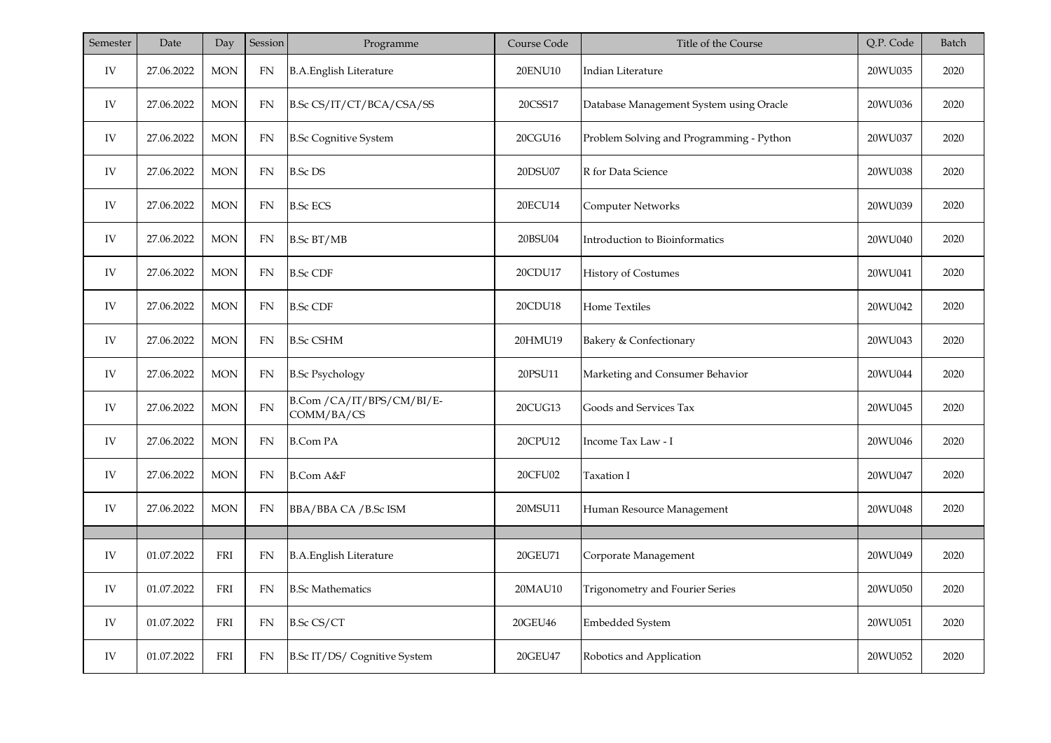| Semester | Date | Day | Session | Programme | Course Code | Title of the Course | Q.P. Code | Batch |
|---|---|---|---|---|---|---|---|---|
| IV | 27.06.2022 | MON | FN | B.A.English Literature | 20ENU10 | Indian Literature | 20WU035 | 2020 |
| IV | 27.06.2022 | MON | FN | B.Sc CS/IT/CT/BCA/CSA/SS | 20CSS17 | Database Management System using Oracle | 20WU036 | 2020 |
| IV | 27.06.2022 | MON | FN | B.Sc Cognitive System | 20CGU16 | Problem Solving and Programming - Python | 20WU037 | 2020 |
| IV | 27.06.2022 | MON | FN | B.Sc DS | 20DSU07 | R for Data Science | 20WU038 | 2020 |
| IV | 27.06.2022 | MON | FN | B.Sc ECS | 20ECU14 | Computer Networks | 20WU039 | 2020 |
| IV | 27.06.2022 | MON | FN | B.Sc BT/MB | 20BSU04 | Introduction to Bioinformatics | 20WU040 | 2020 |
| IV | 27.06.2022 | MON | FN | B.Sc CDF | 20CDU17 | History of Costumes | 20WU041 | 2020 |
| IV | 27.06.2022 | MON | FN | B.Sc CDF | 20CDU18 | Home Textiles | 20WU042 | 2020 |
| IV | 27.06.2022 | MON | FN | B.Sc CSHM | 20HMU19 | Bakery & Confectionary | 20WU043 | 2020 |
| IV | 27.06.2022 | MON | FN | B.Sc Psychology | 20PSU11 | Marketing and Consumer Behavior | 20WU044 | 2020 |
| IV | 27.06.2022 | MON | FN | B.Com /CA/IT/BPS/CM/BI/E-COMM/BA/CS | 20CUG13 | Goods and Services Tax | 20WU045 | 2020 |
| IV | 27.06.2022 | MON | FN | B.Com PA | 20CPU12 | Income Tax Law - I | 20WU046 | 2020 |
| IV | 27.06.2022 | MON | FN | B.Com A&F | 20CFU02 | Taxation I | 20WU047 | 2020 |
| IV | 27.06.2022 | MON | FN | BBA/BBA CA /B.Sc ISM | 20MSU11 | Human Resource Management | 20WU048 | 2020 |
| | | | | | | | | |
| IV | 01.07.2022 | FRI | FN | B.A.English Literature | 20GEU71 | Corporate Management | 20WU049 | 2020 |
| IV | 01.07.2022 | FRI | FN | B.Sc Mathematics | 20MAU10 | Trigonometry and Fourier Series | 20WU050 | 2020 |
| IV | 01.07.2022 | FRI | FN | B.Sc CS/CT | 20GEU46 | Embedded System | 20WU051 | 2020 |
| IV | 01.07.2022 | FRI | FN | B.Sc IT/DS/ Cognitive System | 20GEU47 | Robotics and Application | 20WU052 | 2020 |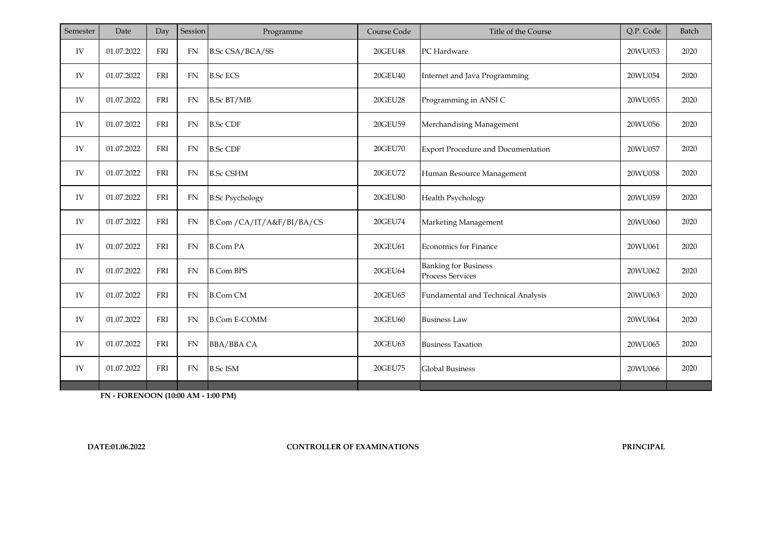| Semester | Date | Day | Session | Programme | Course Code | Title of the Course | Q.P. Code | Batch |
|---|---|---|---|---|---|---|---|---|
| IV | 01.07.2022 | FRI | FN | B.Sc CSA/BCA/SS | 20GEU48 | PC Hardware | 20WU053 | 2020 |
| IV | 01.07.2022 | FRI | FN | B.Sc ECS | 20GEU40 | Internet and Java Programming | 20WU054 | 2020 |
| IV | 01.07.2022 | FRI | FN | B.Sc BT/MB | 20GEU28 | Programming in ANSI C | 20WU055 | 2020 |
| IV | 01.07.2022 | FRI | FN | B.Sc CDF | 20GEU59 | Merchandising Management | 20WU056 | 2020 |
| IV | 01.07.2022 | FRI | FN | B.Sc CDF | 20GEU70 | Export Procedure and Documentation | 20WU057 | 2020 |
| IV | 01.07.2022 | FRI | FN | B.Sc CSHM | 20GEU72 | Human Resource Management | 20WU058 | 2020 |
| IV | 01.07.2022 | FRI | FN | B.Sc Psychology | 20GEU80 | Health Psychology | 20WU059 | 2020 |
| IV | 01.07.2022 | FRI | FN | B.Com /CA/IT/A&F/BI/BA/CS | 20GEU74 | Marketing Management | 20WU060 | 2020 |
| IV | 01.07.2022 | FRI | FN | B.Com PA | 20GEU61 | Economics for Finance | 20WU061 | 2020 |
| IV | 01.07.2022 | FRI | FN | B.Com BPS | 20GEU64 | Banking for Business Process Services | 20WU062 | 2020 |
| IV | 01.07.2022 | FRI | FN | B.Com CM | 20GEU65 | Fundamental and Technical Analysis | 20WU063 | 2020 |
| IV | 01.07.2022 | FRI | FN | B.Com E-COMM | 20GEU60 | Business Law | 20WU064 | 2020 |
| IV | 01.07.2022 | FRI | FN | BBA/BBA CA | 20GEU63 | Business Taxation | 20WU065 | 2020 |
| IV | 01.07.2022 | FRI | FN | B.Sc ISM | 20GEU75 | Global Business | 20WU066 | 2020 |

**FN - FORENOON (10:00 AM - 1:00 PM)**

**DATE:01.06.2022** **CONTROLLER OF EXAMINATIONS** **PRINCIPAL**